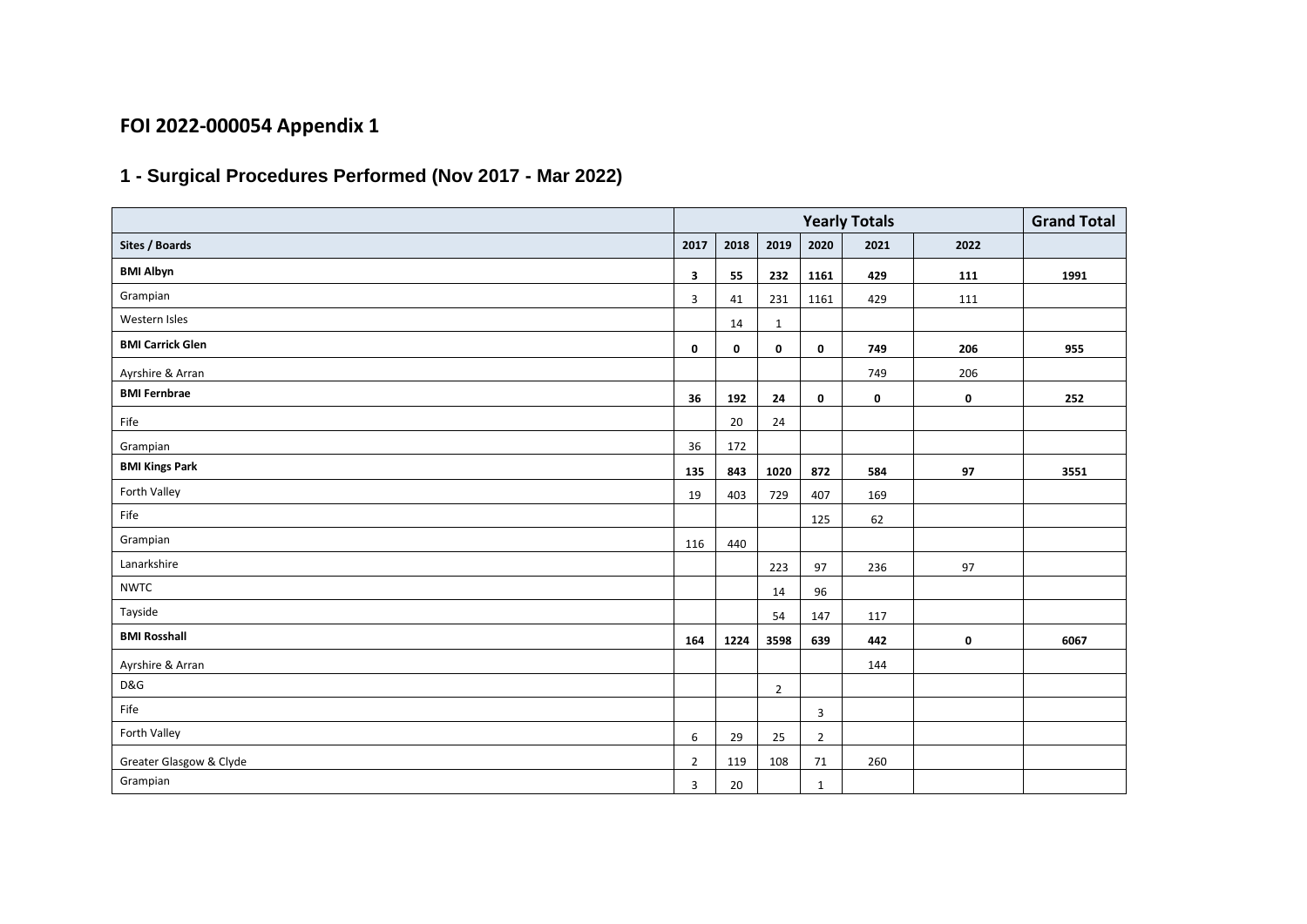# FOI 2022-000054 Appendix 1

## 1 - Surgical Procedures Performed (Nov 2017 - Mar 2022)

| | Yearly Totals | | | | | | Grand Total |
|---|---|---|---|---|---|---|---|
| **Sites / Boards** | **2017** | **2018** | **2019** | **2020** | **2021** | **2022** | |
| **BMI Albyn** | **3** | **55** | **232** | **1161** | **429** | **111** | **1991** |
| Grampian | 3 | 41 | 231 | 1161 | 429 | 111 | |
| Western Isles | | 14 | 1 | | | | |
| **BMI Carrick Glen** | **0** | **0** | **0** | **0** | **749** | **206** | **955** |
| Ayrshire & Arran | | | | | 749 | 206 | |
| **BMI Fernbrae** | **36** | **192** | **24** | **0** | **0** | **0** | **252** |
| Fife | | 20 | 24 | | | | |
| Grampian | 36 | 172 | | | | | |
| **BMI Kings Park** | **135** | **843** | **1020** | **872** | **584** | **97** | **3551** |
| Forth Valley | 19 | 403 | 729 | 407 | 169 | | |
| Fife | | | | 125 | 62 | | |
| Grampian | 116 | 440 | | | | | |
| Lanarkshire | | | 223 | 97 | 236 | 97 | |
| NWTC | | | 14 | 96 | | | |
| Tayside | | | 54 | 147 | 117 | | |
| **BMI Rosshall** | **164** | **1224** | **3598** | **639** | **442** | **0** | **6067** |
| Ayrshire & Arran | | | | | 144 | | |
| D&G | | | 2 | | | | |
| Fife | | | | 3 | | | |
| Forth Valley | 6 | 29 | 25 | 2 | | | |
| Greater Glasgow & Clyde | 2 | 119 | 108 | 71 | 260 | | |
| Grampian | 3 | 20 | | 1 | | | |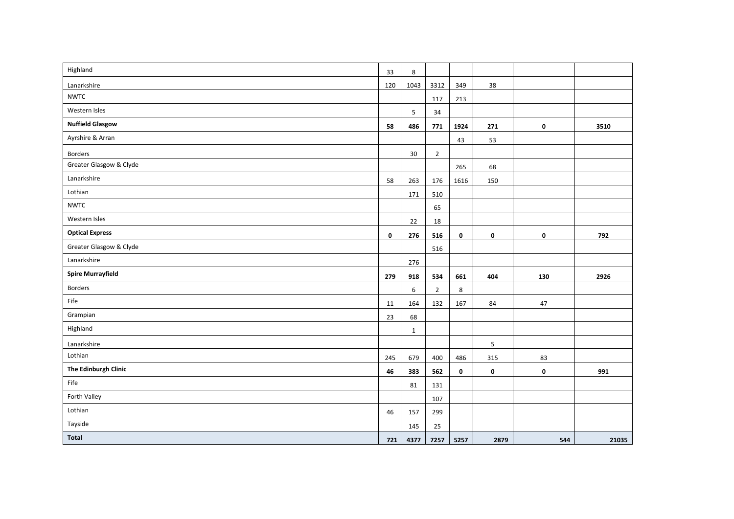| | | | | | | | |
|---|---|---|---|---|---|---|---|
| Highland | 33 | 8 | | | | | |
| Lanarkshire | 120 | 1043 | 3312 | 349 | 38 | | |
| NWTC | | | 117 | 213 | | | |
| Western Isles | | 5 | 34 | | | | |
| **Nuffield Glasgow** | **58** | **486** | **771** | **1924** | **271** | **0** | **3510** |
| Ayrshire & Arran | | | | 43 | 53 | | |
| Borders | | 30 | 2 | | | | |
| Greater Glasgow & Clyde | | | | 265 | 68 | | |
| Lanarkshire | 58 | 263 | 176 | 1616 | 150 | | |
| Lothian | | 171 | 510 | | | | |
| NWTC | | | 65 | | | | |
| Western Isles | | 22 | 18 | | | | |
| **Optical Express** | **0** | **276** | **516** | **0** | **0** | **0** | **792** |
| Greater Glasgow & Clyde | | | 516 | | | | |
| Lanarkshire | | 276 | | | | | |
| **Spire Murrayfield** | **279** | **918** | **534** | **661** | **404** | **130** | **2926** |
| Borders | | 6 | 2 | 8 | | | |
| Fife | 11 | 164 | 132 | 167 | 84 | 47 | |
| Grampian | 23 | 68 | | | | | |
| Highland | | 1 | | | | | |
| Lanarkshire | | | | | 5 | | |
| Lothian | 245 | 679 | 400 | 486 | 315 | 83 | |
| **The Edinburgh Clinic** | **46** | **383** | **562** | **0** | **0** | **0** | **991** |
| Fife | | 81 | 131 | | | | |
| Forth Valley | | | 107 | | | | |
| Lothian | 46 | 157 | 299 | | | | |
| Tayside | | 145 | 25 | | | | |
| **Total** | **721** | **4377** | **7257** | **5257** | **2879** | **544** | **21035** |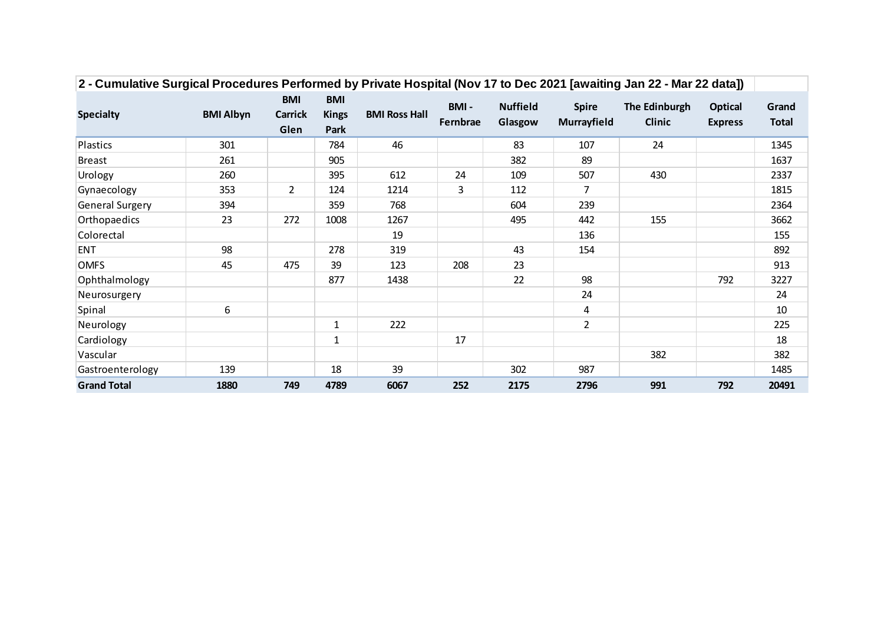**2 - Cumulative Surgical Procedures Performed by Private Hospital (Nov 17 to Dec 2021 [awaiting Jan 22 - Mar 22 data])**

| Specialty | BMI Albyn | BMI Carrick Glen | BMI Kings Park | BMI Ross Hall | BMI - Fernbrae | Nuffield Glasgow | Spire Murrayfield | The Edinburgh Clinic | Optical Express | Grand Total |
|---|---|---|---|---|---|---|---|---|---|---|
| Plastics | 301 | | 784 | 46 | | 83 | 107 | 24 | | 1345 |
| Breast | 261 | | 905 | | | 382 | 89 | | | 1637 |
| Urology | 260 | | 395 | 612 | 24 | 109 | 507 | 430 | | 2337 |
| Gynaecology | 353 | 2 | 124 | 1214 | 3 | 112 | 7 | | | 1815 |
| General Surgery | 394 | | 359 | 768 | | 604 | 239 | | | 2364 |
| Orthopaedics | 23 | 272 | 1008 | 1267 | | 495 | 442 | 155 | | 3662 |
| Colorectal | | | | 19 | | | 136 | | | 155 |
| ENT | 98 | | 278 | 319 | | 43 | 154 | | | 892 |
| OMFS | 45 | 475 | 39 | 123 | 208 | 23 | | | | 913 |
| Ophthalmology | | | 877 | 1438 | | 22 | 98 | | 792 | 3227 |
| Neurosurgery | | | | | | | 24 | | | 24 |
| Spinal | 6 | | | | | | 4 | | | 10 |
| Neurology | | | 1 | 222 | | | 2 | | | 225 |
| Cardiology | | | 1 | | 17 | | | | | 18 |
| Vascular | | | | | | | | 382 | | 382 |
| Gastroenterology | 139 | | 18 | 39 | | 302 | 987 | | | 1485 |
| **Grand Total** | **1880** | **749** | **4789** | **6067** | **252** | **2175** | **2796** | **991** | **792** | **20491** |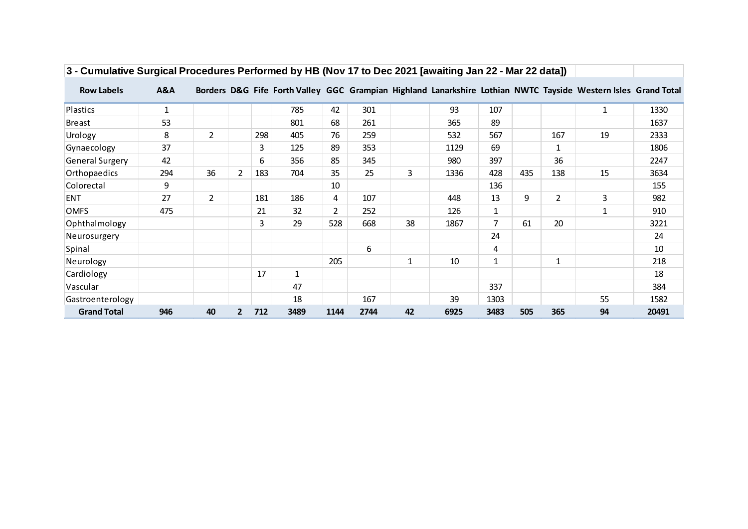**3 - Cumulative Surgical Procedures Performed by HB (Nov 17 to Dec 2021 [awaiting Jan 22 - Mar 22 data])**

| Row Labels | A&A | Borders | D&G | Fife | Forth Valley | GGC | Grampian | Highland | Lanarkshire | Lothian | NWTC | Tayside | Western Isles | Grand Total |
|---|---|---|---|---|---|---|---|---|---|---|---|---|---|---|
| Plastics | 1 | | | | 785 | 42 | 301 | | 93 | 107 | | | 1 | 1330 |
| Breast | 53 | | | | 801 | 68 | 261 | | 365 | 89 | | | | 1637 |
| Urology | 8 | 2 | | 298 | 405 | 76 | 259 | | 532 | 567 | | 167 | 19 | 2333 |
| Gynaecology | 37 | | | 3 | 125 | 89 | 353 | | 1129 | 69 | | 1 | | 1806 |
| General Surgery | 42 | | | 6 | 356 | 85 | 345 | | 980 | 397 | | 36 | | 2247 |
| Orthopaedics | 294 | 36 | 2 | 183 | 704 | 35 | 25 | 3 | 1336 | 428 | 435 | 138 | 15 | 3634 |
| Colorectal | 9 | | | | | 10 | | | | 136 | | | | 155 |
| ENT | 27 | 2 | | 181 | 186 | 4 | 107 | | 448 | 13 | 9 | 2 | 3 | 982 |
| OMFS | 475 | | | 21 | 32 | 2 | 252 | | 126 | 1 | | | 1 | 910 |
| Ophthalmology | | | | 3 | 29 | 528 | 668 | 38 | 1867 | 7 | 61 | 20 | | 3221 |
| Neurosurgery | | | | | | | | | | 24 | | | | 24 |
| Spinal | | | | | | | 6 | | | 4 | | | | 10 |
| Neurology | | | | | | 205 | | 1 | 10 | 1 | | 1 | | 218 |
| Cardiology | | | | 17 | 1 | | | | | | | | | 18 |
| Vascular | | | | | 47 | | | | | 337 | | | | 384 |
| Gastroenterology | | | | | 18 | | 167 | | 39 | 1303 | | | 55 | 1582 |
| **Grand Total** | **946** | **40** | **2** | **712** | **3489** | **1144** | **2744** | **42** | **6925** | **3483** | **505** | **365** | **94** | **20491** |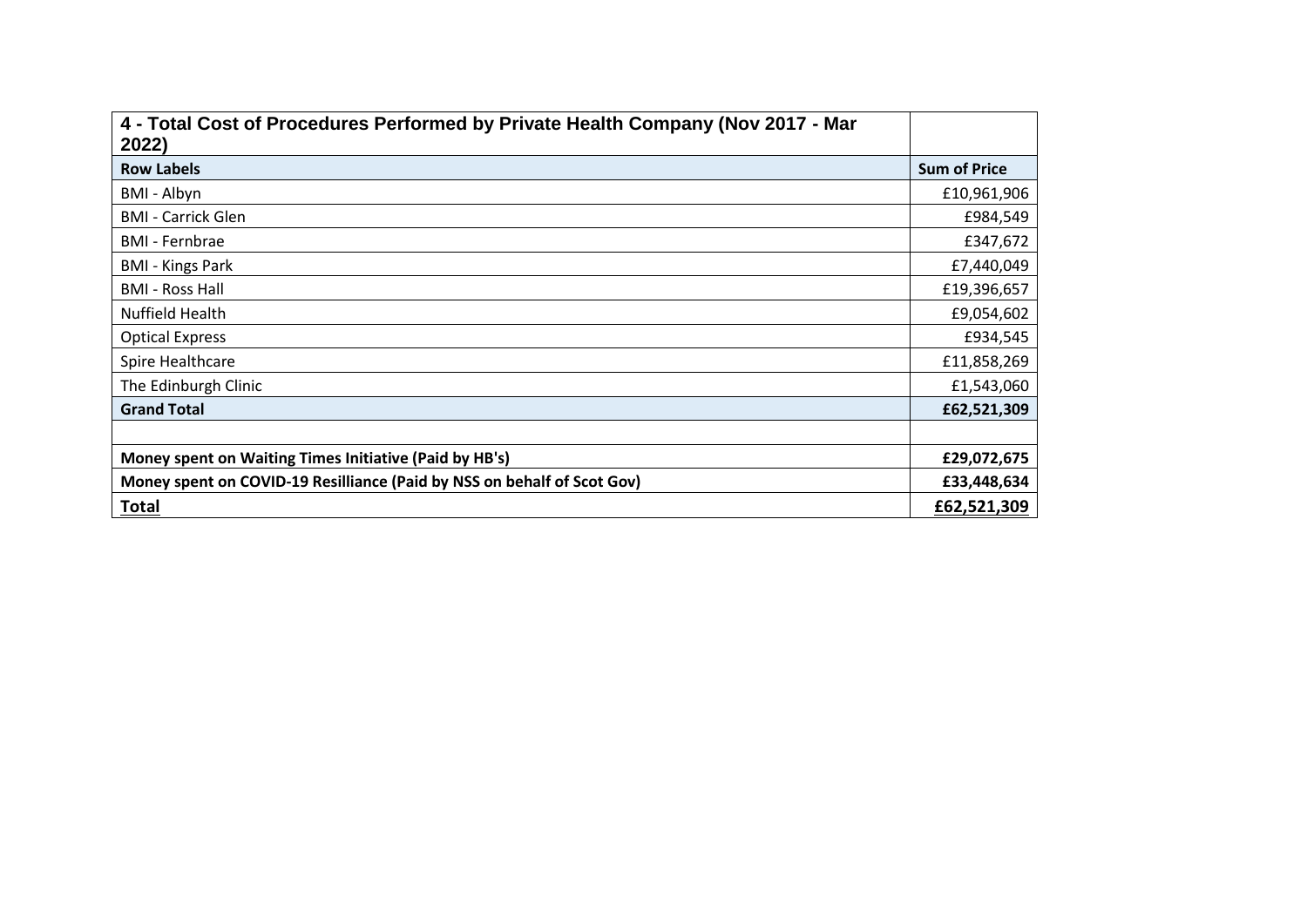| 4 - Total Cost of Procedures Performed by Private Health Company (Nov 2017 - Mar 2022) | |
|---|---|
| **Row Labels** | **Sum of Price** |
| BMI - Albyn | £10,961,906 |
| BMI - Carrick Glen | £984,549 |
| BMI - Fernbrae | £347,672 |
| BMI - Kings Park | £7,440,049 |
| BMI - Ross Hall | £19,396,657 |
| Nuffield Health | £9,054,602 |
| Optical Express | £934,545 |
| Spire Healthcare | £11,858,269 |
| The Edinburgh Clinic | £1,543,060 |
| **Grand Total** | **£62,521,309** |
| | |
| **Money spent on Waiting Times Initiative (Paid by HB's)** | **£29,072,675** |
| **Money spent on COVID-19 Resilliance (Paid by NSS on behalf of Scot Gov)** | **£33,448,634** |
| **Total** | **£62,521,309** |